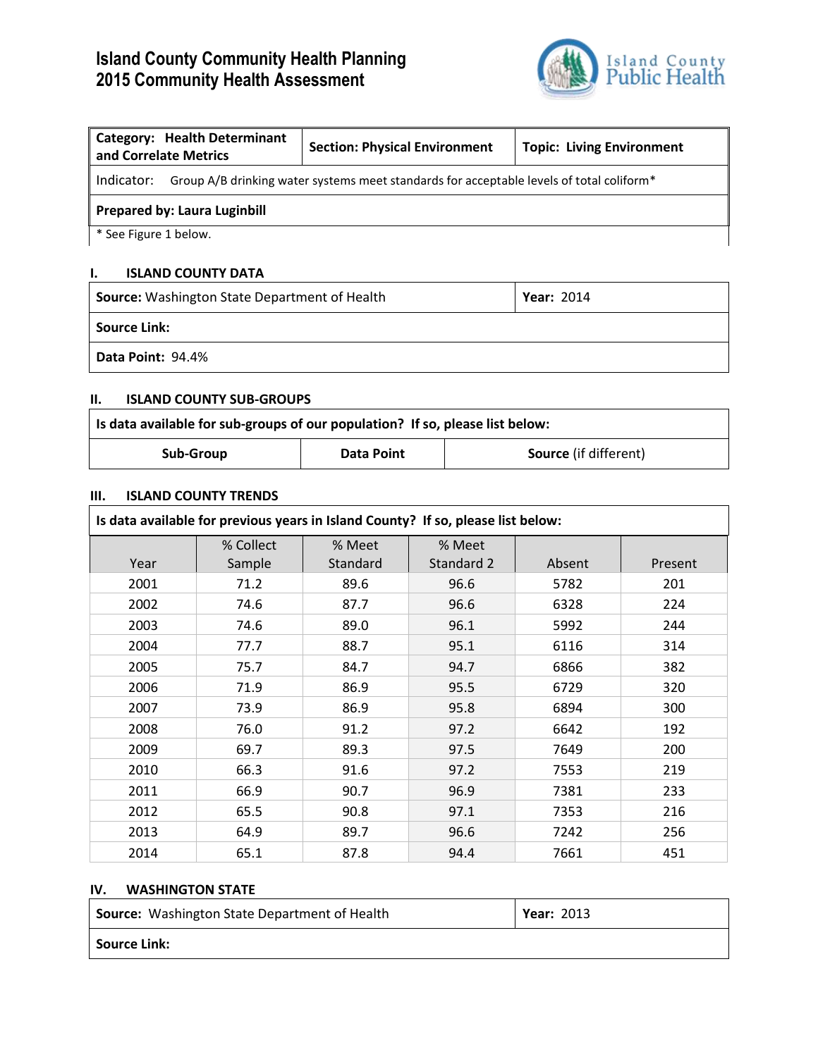# Island County Community Health Planning
# 2015 Community Health Assessment

| Category: Health Determinant and Correlate Metrics | Section: Physical Environment | Topic: Living Environment |
|---|---|---|
| Indicator: Group A/B drinking water systems meet standards for acceptable levels of total coliform* | | |
| **Prepared by: Laura Luginbill** | | |

\* See Figure 1 below.

## I. ISLAND COUNTY DATA

| **Source:** Washington State Department of Health | **Year:** 2014 |
|---|---|
| **Source Link:** | |
| **Data Point:** 94.4% | |

## II. ISLAND COUNTY SUB-GROUPS

| Is data available for sub-groups of our population? If so, please list below: | | |
|---|---|---|
| **Sub-Group** | **Data Point** | **Source** (if different) |

## III. ISLAND COUNTY TRENDS

**Is data available for previous years in Island County? If so, please list below:**

| Year | % Collect Sample | % Meet Standard | % Meet Standard 2 | Absent | Present |
|---|---|---|---|---|---|
| 2001 | 71.2 | 89.6 | 96.6 | 5782 | 201 |
| 2002 | 74.6 | 87.7 | 96.6 | 6328 | 224 |
| 2003 | 74.6 | 89.0 | 96.1 | 5992 | 244 |
| 2004 | 77.7 | 88.7 | 95.1 | 6116 | 314 |
| 2005 | 75.7 | 84.7 | 94.7 | 6866 | 382 |
| 2006 | 71.9 | 86.9 | 95.5 | 6729 | 320 |
| 2007 | 73.9 | 86.9 | 95.8 | 6894 | 300 |
| 2008 | 76.0 | 91.2 | 97.2 | 6642 | 192 |
| 2009 | 69.7 | 89.3 | 97.5 | 7649 | 200 |
| 2010 | 66.3 | 91.6 | 97.2 | 7553 | 219 |
| 2011 | 66.9 | 90.7 | 96.9 | 7381 | 233 |
| 2012 | 65.5 | 90.8 | 97.1 | 7353 | 216 |
| 2013 | 64.9 | 89.7 | 96.6 | 7242 | 256 |
| 2014 | 65.1 | 87.8 | 94.4 | 7661 | 451 |

## IV. WASHINGTON STATE

| **Source:** Washington State Department of Health | **Year:** 2013 |
|---|---|
| **Source Link:** | |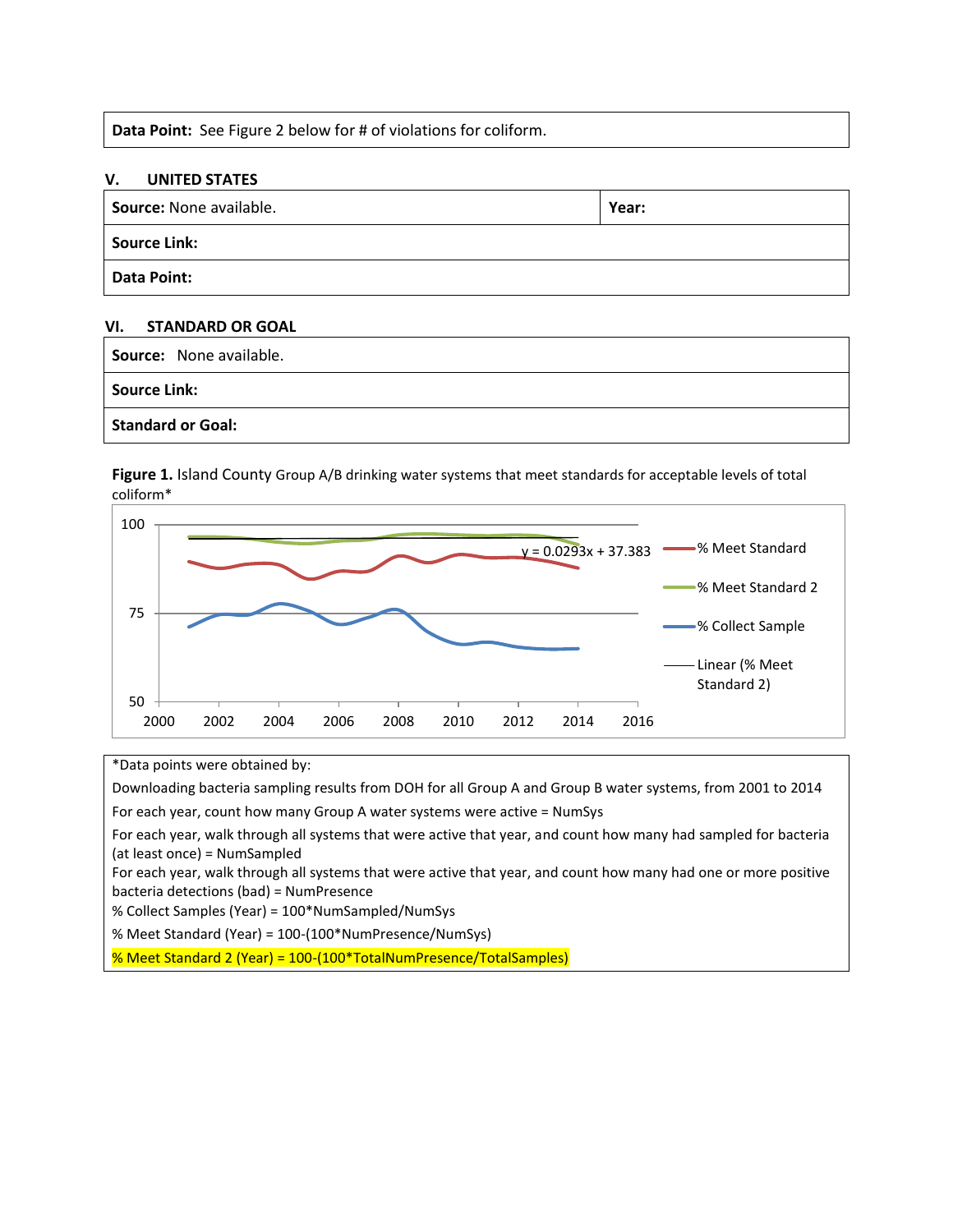| **Data Point:** See Figure 2 below for # of violations for coliform. |
|---|

## V. UNITED STATES

| **Source:** None available. | **Year:** |
|---|---|
| **Source Link:** | |
| **Data Point:** | |

## VI. STANDARD OR GOAL

| **Source:** None available. |
|---|
| **Source Link:** |
| **Standard or Goal:** |

**Figure 1.** Island County Group A/B drinking water systems that meet standards for acceptable levels of total coliform*

*Data points were obtained by:

Downloading bacteria sampling results from DOH for all Group A and Group B water systems, from 2001 to 2014

For each year, count how many Group A water systems were active = NumSys

For each year, walk through all systems that were active that year, and count how many had sampled for bacteria (at least once) = NumSampled

For each year, walk through all systems that were active that year, and count how many had one or more positive bacteria detections (bad) = NumPresence

% Collect Samples (Year) = 100*NumSampled/NumSys

% Meet Standard (Year) = 100-(100*NumPresence/NumSys)

% Meet Standard 2 (Year) = 100-(100*TotalNumPresence/TotalSamples)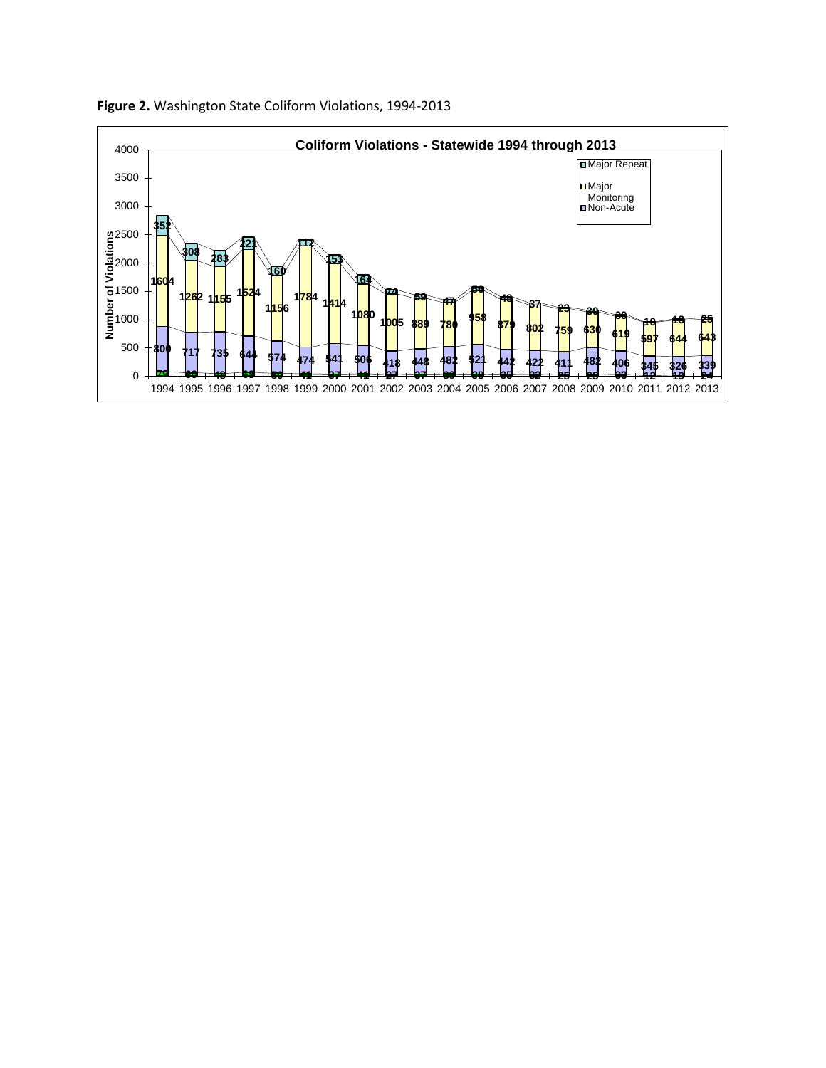**Figure 2.** Washington State Coliform Violations, 1994-2013

Coliform Violations - Statewide 1994 through 2013

Major Repeat
Major Monitoring
Non-Acute

Number of Violations

0
500
1000
1500
2000
2500
3000
3500
4000

1994 1995 1996 1997 1998 1999 2000 2001 2002 2003 2004 2005 2006 2007 2008 2009 2010 2011 2012 2013

352 308 283 221 160 112 153 164 74 59 47 59 48 37 23 30 30 10 18 25

1604 1262 1155 1524 1156 1784 1414 1080 1005 889 780 958 879 802 759 630 619 597 644 643

800 717 735 644 574 474 541 506 418 448 482 521 442 422 411 482 406 345 326 339

79 60 48 68 60 41 37 41 27 37 39 38 35 32 25 25 33 12 19 24